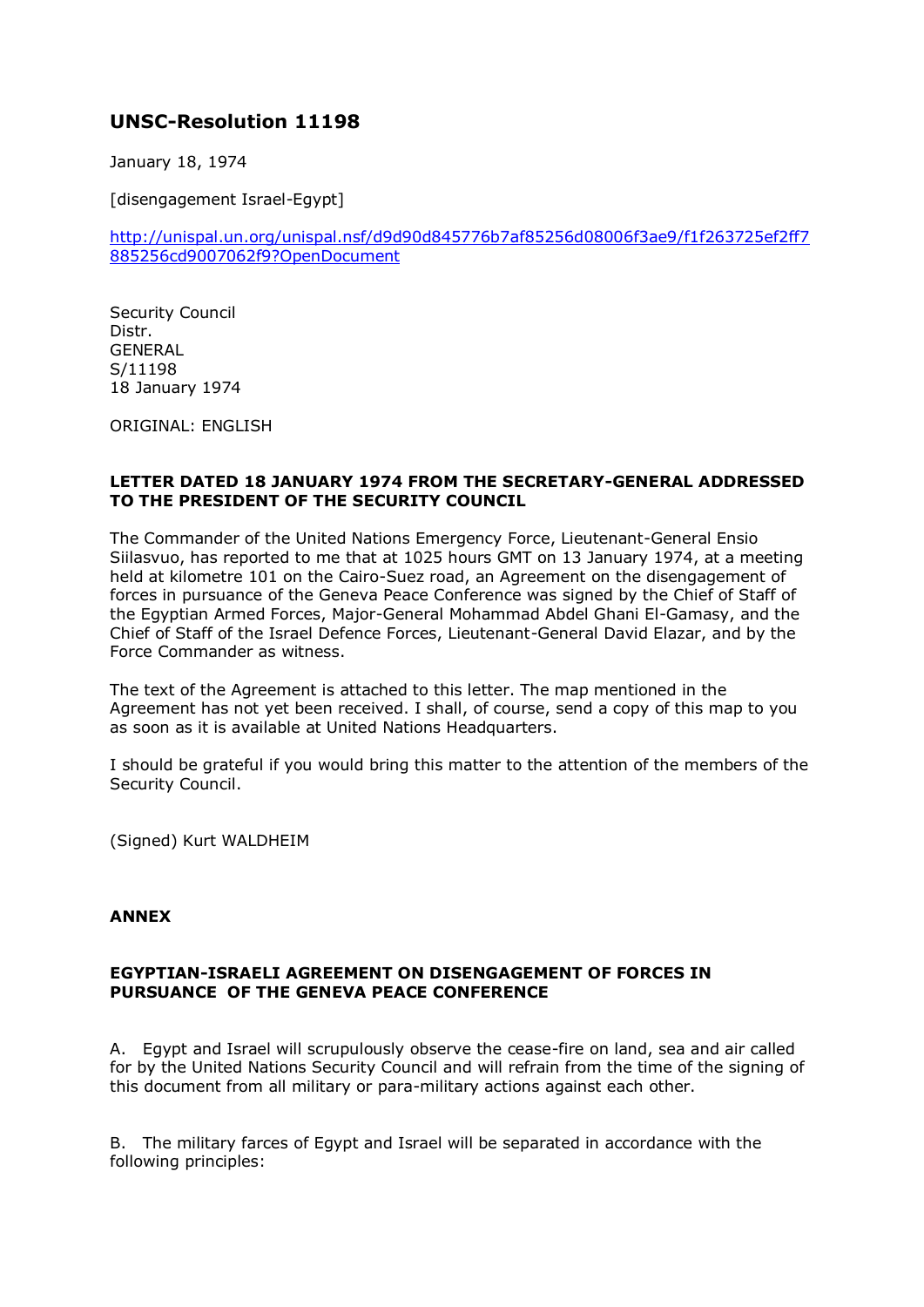# UNSC-Resolution 11198

January 18, 1974

[disengagement Israel-Egypt]

http://unispal.un.org/unispal.nsf/d9d90d845776b7af85256d08006f3ae9/f1f263725ef2ff7885256cd9007062f9?OpenDocument

Security Council
Distr.
GENERAL
S/11198
18 January 1974

ORIGINAL: ENGLISH

**LETTER DATED 18 JANUARY 1974 FROM THE SECRETARY-GENERAL ADDRESSED TO THE PRESIDENT OF THE SECURITY COUNCIL**

The Commander of the United Nations Emergency Force, Lieutenant-General Ensio Siilasvuo, has reported to me that at 1025 hours GMT on 13 January 1974, at a meeting held at kilometre 101 on the Cairo-Suez road, an Agreement on the disengagement of forces in pursuance of the Geneva Peace Conference was signed by the Chief of Staff of the Egyptian Armed Forces, Major-General Mohammad Abdel Ghani El-Gamasy, and the Chief of Staff of the Israel Defence Forces, Lieutenant-General David Elazar, and by the Force Commander as witness.

The text of the Agreement is attached to this letter. The map mentioned in the Agreement has not yet been received. I shall, of course, send a copy of this map to you as soon as it is available at United Nations Headquarters.

I should be grateful if you would bring this matter to the attention of the members of the Security Council.

(Signed) Kurt WALDHEIM

**ANNEX**

**EGYPTIAN-ISRAELI AGREEMENT ON DISENGAGEMENT OF FORCES IN PURSUANCE OF THE GENEVA PEACE CONFERENCE**

A. Egypt and Israel will scrupulously observe the cease-fire on land, sea and air called for by the United Nations Security Council and will refrain from the time of the signing of this document from all military or para-military actions against each other.

B. The military farces of Egypt and Israel will be separated in accordance with the following principles: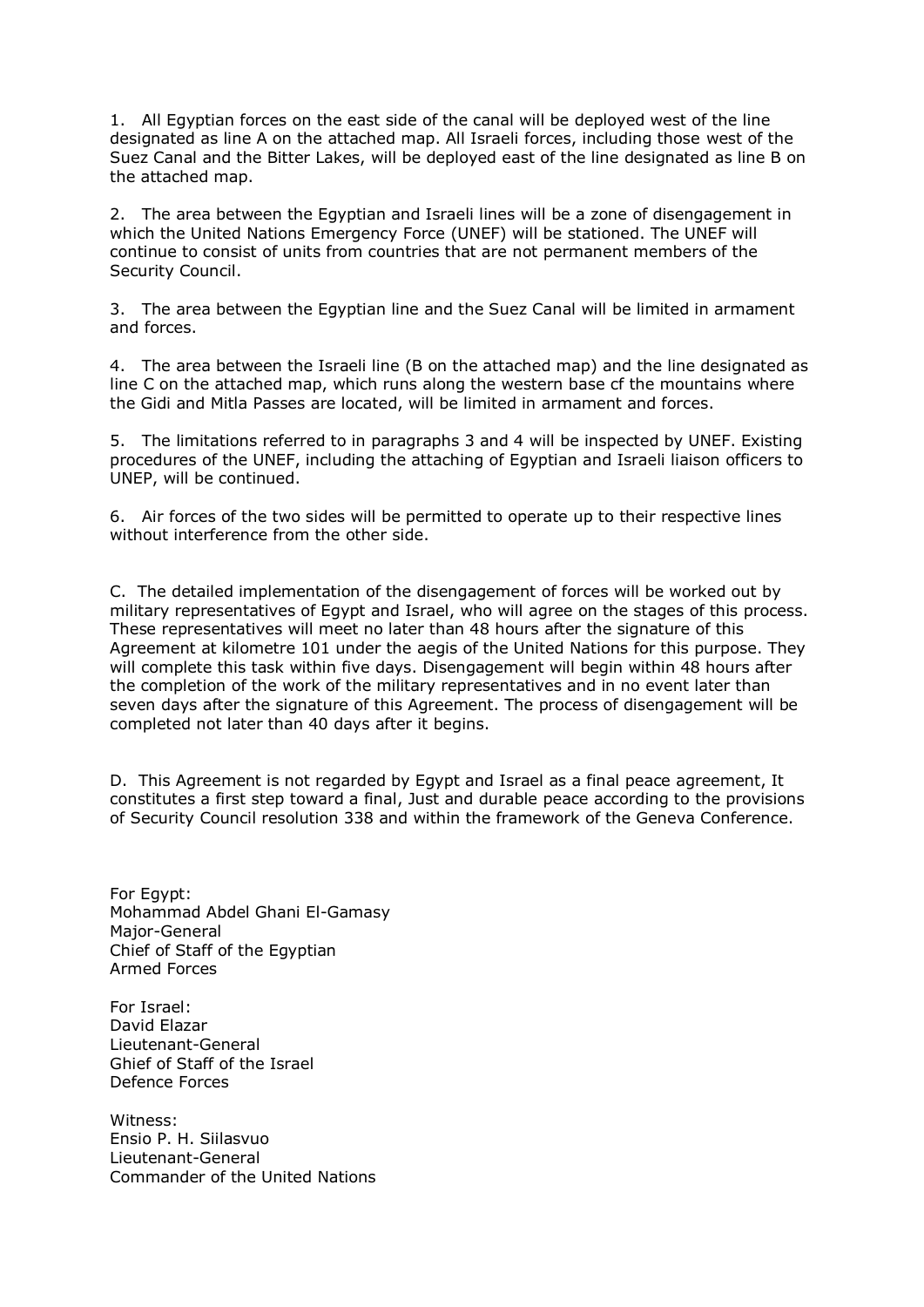1. All Egyptian forces on the east side of the canal will be deployed west of the line designated as line A on the attached map. All Israeli forces, including those west of the Suez Canal and the Bitter Lakes, will be deployed east of the line designated as line B on the attached map.

2. The area between the Egyptian and Israeli lines will be a zone of disengagement in which the United Nations Emergency Force (UNEF) will be stationed. The UNEF will continue to consist of units from countries that are not permanent members of the Security Council.

3. The area between the Egyptian line and the Suez Canal will be limited in armament and forces.

4. The area between the Israeli line (B on the attached map) and the line designated as line C on the attached map, which runs along the western base cf the mountains where the Gidi and Mitla Passes are located, will be limited in armament and forces.

5. The limitations referred to in paragraphs 3 and 4 will be inspected by UNEF. Existing procedures of the UNEF, including the attaching of Egyptian and Israeli liaison officers to UNEP, will be continued.

6. Air forces of the two sides will be permitted to operate up to their respective lines without interference from the other side.

C. The detailed implementation of the disengagement of forces will be worked out by military representatives of Egypt and Israel, who will agree on the stages of this process. These representatives will meet no later than 48 hours after the signature of this Agreement at kilometre 101 under the aegis of the United Nations for this purpose. They will complete this task within five days. Disengagement will begin within 48 hours after the completion of the work of the military representatives and in no event later than seven days after the signature of this Agreement. The process of disengagement will be completed not later than 40 days after it begins.

D. This Agreement is not regarded by Egypt and Israel as a final peace agreement, It constitutes a first step toward a final, Just and durable peace according to the provisions of Security Council resolution 338 and within the framework of the Geneva Conference.

For Egypt:
Mohammad Abdel Ghani El-Gamasy
Major-General
Chief of Staff of the Egyptian
Armed Forces

For Israel:
David Elazar
Lieutenant-General
Ghief of Staff of the Israel
Defence Forces

Witness:
Ensio P. H. Siilasvuo
Lieutenant-General
Commander of the United Nations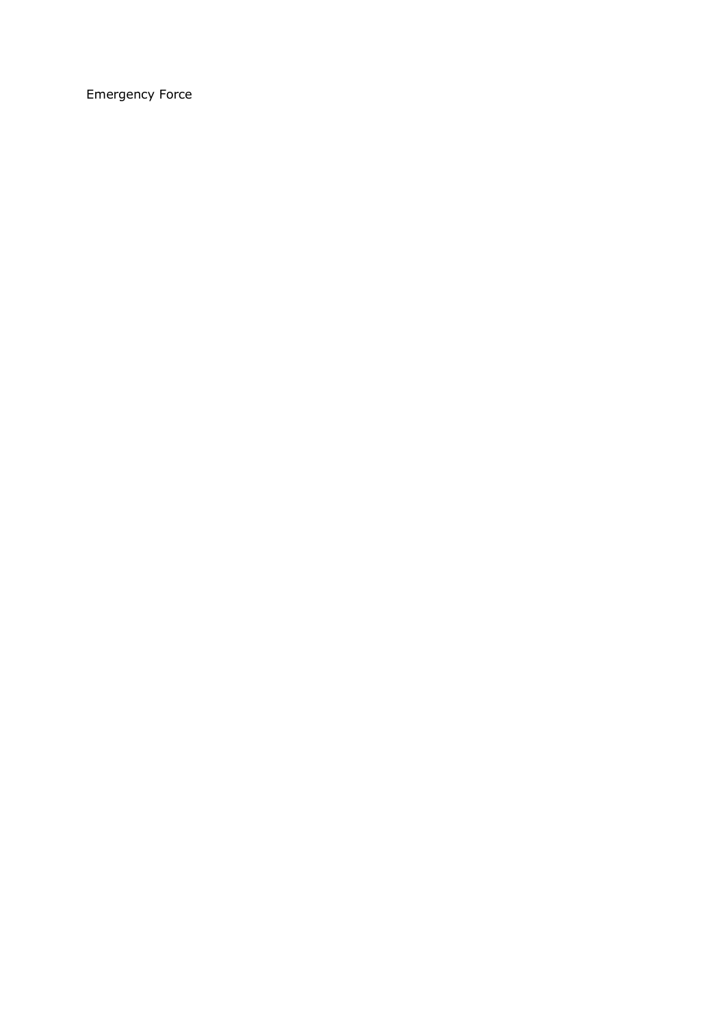Emergency Force